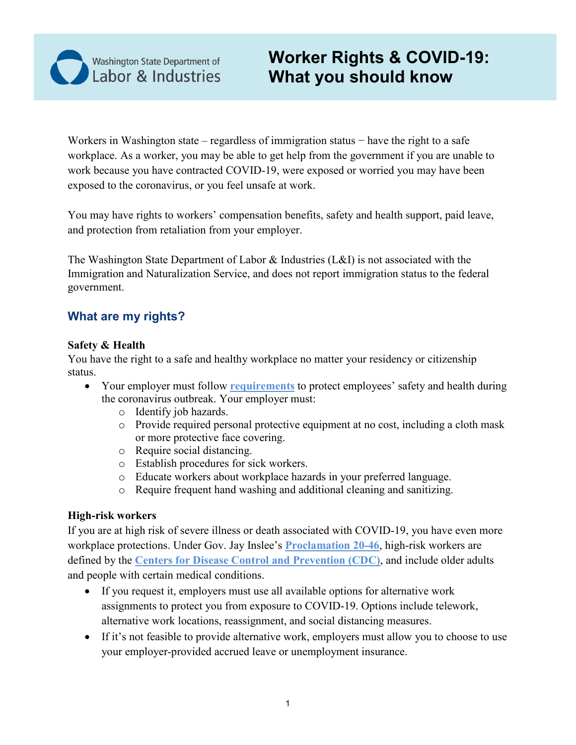Washington State Department of Labor & Industries

# Worker Rights & COVID-19: What you should know

Workers in Washington state – regardless of immigration status − have the right to a safe workplace. As a worker, you may be able to get help from the government if you are unable to work because you have contracted COVID-19, were exposed or worried you may have been exposed to the coronavirus, or you feel unsafe at work.

You may have rights to workers' compensation benefits, safety and health support, paid leave, and protection from retaliation from your employer.

The Washington State Department of Labor & Industries (L&I) is not associated with the Immigration and Naturalization Service, and does not report immigration status to the federal government.

## What are my rights?

**Safety & Health**

You have the right to a safe and healthy workplace no matter your residency or citizenship status.

- Your employer must follow **requirements** to protect employees' safety and health during the coronavirus outbreak. Your employer must:
  - Identify job hazards.
  - Provide required personal protective equipment at no cost, including a cloth mask or more protective face covering.
  - Require social distancing.
  - Establish procedures for sick workers.
  - Educate workers about workplace hazards in your preferred language.
  - Require frequent hand washing and additional cleaning and sanitizing.

**High-risk workers**

If you are at high risk of severe illness or death associated with COVID-19, you have even more workplace protections. Under Gov. Jay Inslee's **Proclamation 20-46**, high-risk workers are defined by the **Centers for Disease Control and Prevention (CDC)**, and include older adults and people with certain medical conditions.

- If you request it, employers must use all available options for alternative work assignments to protect you from exposure to COVID-19. Options include telework, alternative work locations, reassignment, and social distancing measures.
- If it's not feasible to provide alternative work, employers must allow you to choose to use your employer-provided accrued leave or unemployment insurance.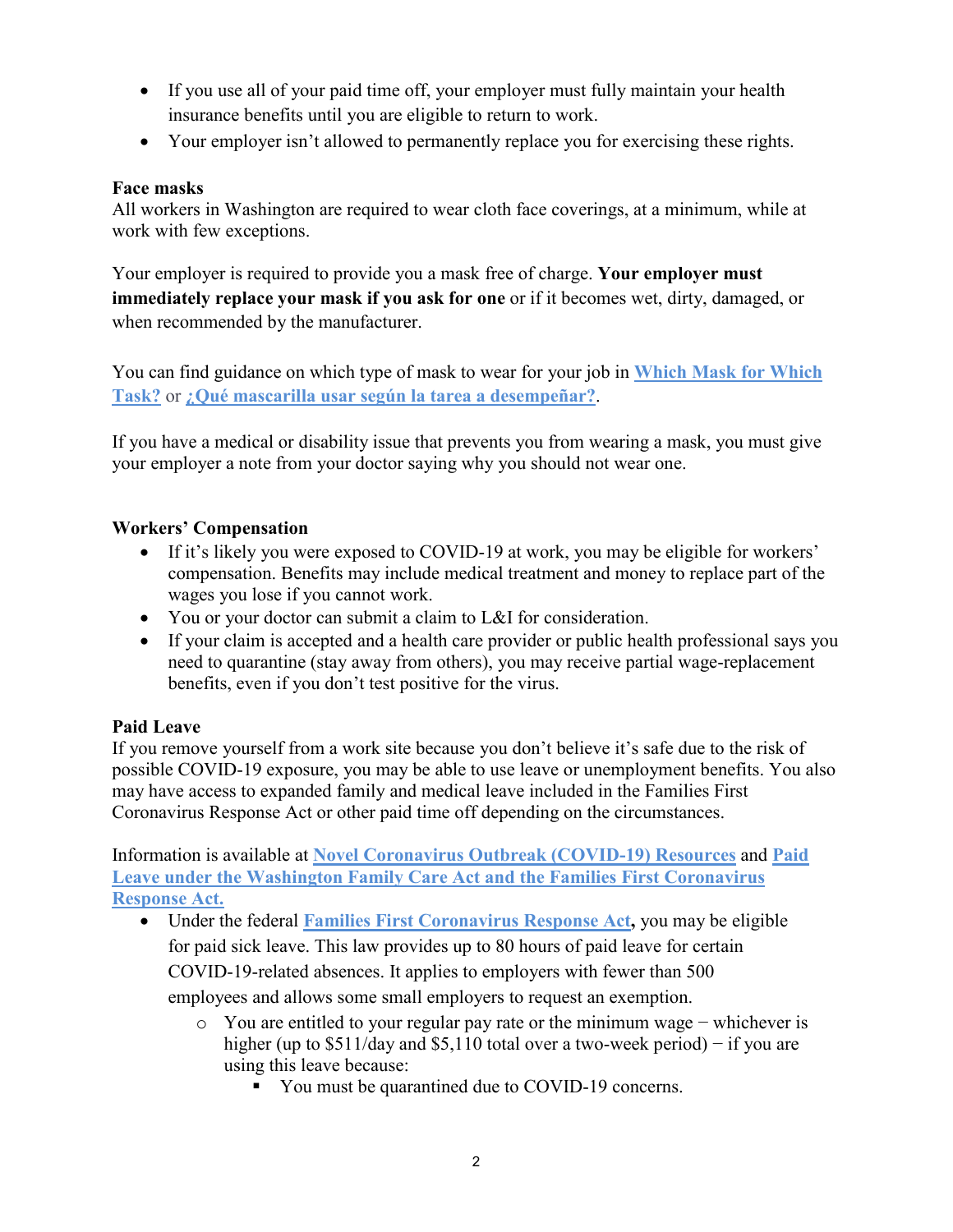- If you use all of your paid time off, your employer must fully maintain your health insurance benefits until you are eligible to return to work.
- Your employer isn't allowed to permanently replace you for exercising these rights.

**Face masks**
All workers in Washington are required to wear cloth face coverings, at a minimum, while at work with few exceptions.

Your employer is required to provide you a mask free of charge. **Your employer must immediately replace your mask if you ask for one** or if it becomes wet, dirty, damaged, or when recommended by the manufacturer.

You can find guidance on which type of mask to wear for your job in **Which Mask for Which Task?** or **¿Qué mascarilla usar según la tarea a desempeñar?**.

If you have a medical or disability issue that prevents you from wearing a mask, you must give your employer a note from your doctor saying why you should not wear one.

**Workers' Compensation**

- If it's likely you were exposed to COVID-19 at work, you may be eligible for workers' compensation. Benefits may include medical treatment and money to replace part of the wages you lose if you cannot work.
- You or your doctor can submit a claim to L&I for consideration.
- If your claim is accepted and a health care provider or public health professional says you need to quarantine (stay away from others), you may receive partial wage-replacement benefits, even if you don't test positive for the virus.

**Paid Leave**
If you remove yourself from a work site because you don't believe it's safe due to the risk of possible COVID-19 exposure, you may be able to use leave or unemployment benefits. You also may have access to expanded family and medical leave included in the Families First Coronavirus Response Act or other paid time off depending on the circumstances.

Information is available at **Novel Coronavirus Outbreak (COVID-19) Resources** and **Paid Leave under the Washington Family Care Act and the Families First Coronavirus Response Act.**

- Under the federal **Families First Coronavirus Response Act,** you may be eligible for paid sick leave. This law provides up to 80 hours of paid leave for certain COVID-19-related absences. It applies to employers with fewer than 500 employees and allows some small employers to request an exemption.
  - You are entitled to your regular pay rate or the minimum wage − whichever is higher (up to $511/day and $5,110 total over a two-week period) − if you are using this leave because:
    - You must be quarantined due to COVID-19 concerns.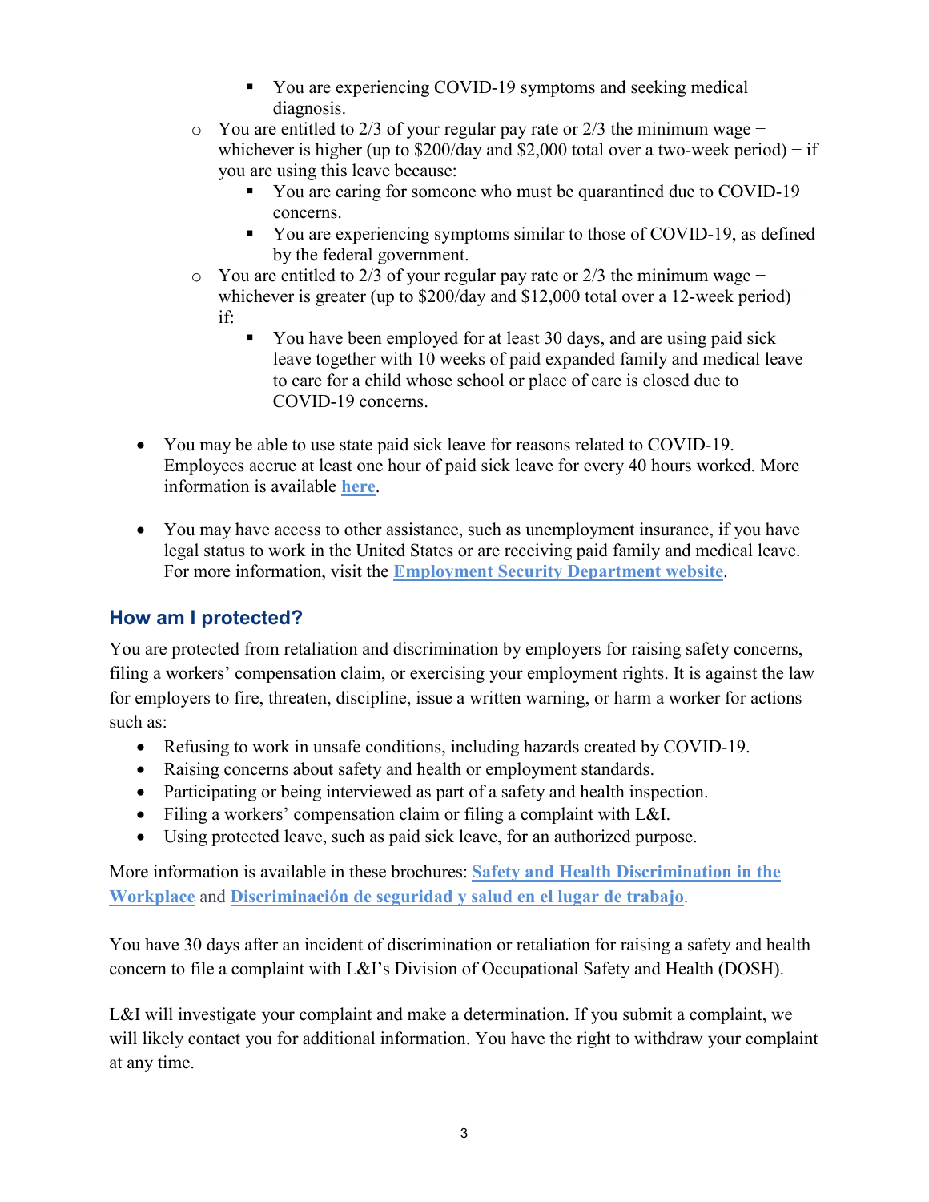- You are experiencing COVID-19 symptoms and seeking medical diagnosis.
    - You are entitled to 2/3 of your regular pay rate or 2/3 the minimum wage − whichever is higher (up to $200/day and $2,000 total over a two-week period) − if you are using this leave because:
        - You are caring for someone who must be quarantined due to COVID-19 concerns.
        - You are experiencing symptoms similar to those of COVID-19, as defined by the federal government.
    - You are entitled to 2/3 of your regular pay rate or 2/3 the minimum wage − whichever is greater (up to $200/day and $12,000 total over a 12-week period) − if:
        - You have been employed for at least 30 days, and are using paid sick leave together with 10 weeks of paid expanded family and medical leave to care for a child whose school or place of care is closed due to COVID-19 concerns.

- You may be able to use state paid sick leave for reasons related to COVID-19. Employees accrue at least one hour of paid sick leave for every 40 hours worked. More information is available **here**.

- You may have access to other assistance, such as unemployment insurance, if you have legal status to work in the United States or are receiving paid family and medical leave. For more information, visit the **Employment Security Department website**.

## How am I protected?

You are protected from retaliation and discrimination by employers for raising safety concerns, filing a workers' compensation claim, or exercising your employment rights. It is against the law for employers to fire, threaten, discipline, issue a written warning, or harm a worker for actions such as:

- Refusing to work in unsafe conditions, including hazards created by COVID-19.
- Raising concerns about safety and health or employment standards.
- Participating or being interviewed as part of a safety and health inspection.
- Filing a workers' compensation claim or filing a complaint with L&I.
- Using protected leave, such as paid sick leave, for an authorized purpose.

More information is available in these brochures: **Safety and Health Discrimination in the Workplace** and **Discriminación de seguridad y salud en el lugar de trabajo**.

You have 30 days after an incident of discrimination or retaliation for raising a safety and health concern to file a complaint with L&I's Division of Occupational Safety and Health (DOSH).

L&I will investigate your complaint and make a determination. If you submit a complaint, we will likely contact you for additional information. You have the right to withdraw your complaint at any time.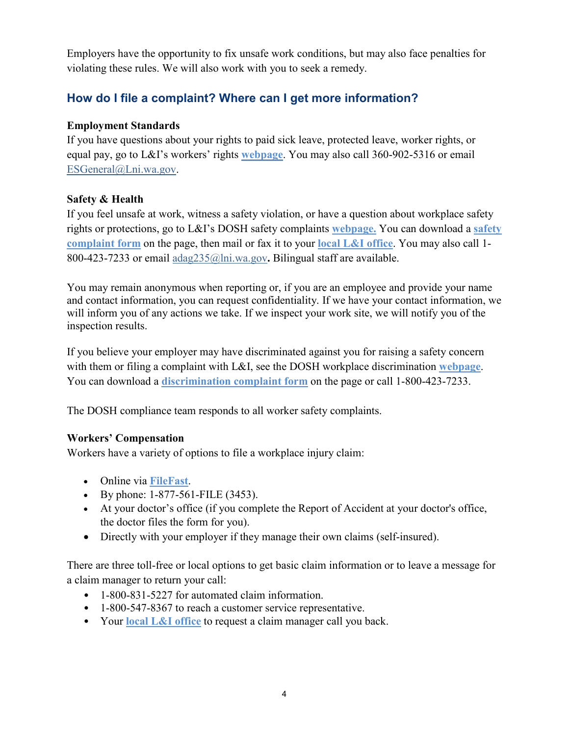Employers have the opportunity to fix unsafe work conditions, but may also face penalties for violating these rules. We will also work with you to seek a remedy.

## How do I file a complaint? Where can I get more information?

**Employment Standards**
If you have questions about your rights to paid sick leave, protected leave, worker rights, or equal pay, go to L&I's workers' rights **webpage**. You may also call 360-902-5316 or email ESGeneral@Lni.wa.gov.

**Safety & Health**
If you feel unsafe at work, witness a safety violation, or have a question about workplace safety rights or protections, go to L&I's DOSH safety complaints **webpage.** You can download a **safety complaint form** on the page, then mail or fax it to your **local L&I office**. You may also call 1-800-423-7233 or email adag235@lni.wa.gov**.** Bilingual staff are available.

You may remain anonymous when reporting or, if you are an employee and provide your name and contact information, you can request confidentiality. If we have your contact information, we will inform you of any actions we take. If we inspect your work site, we will notify you of the inspection results.

If you believe your employer may have discriminated against you for raising a safety concern with them or filing a complaint with L&I, see the DOSH workplace discrimination **webpage**. You can download a **discrimination complaint form** on the page or call 1-800-423-7233.

The DOSH compliance team responds to all worker safety complaints.

**Workers' Compensation**
Workers have a variety of options to file a workplace injury claim:

- Online via **FileFast**.
- By phone: 1-877-561-FILE (3453).
- At your doctor's office (if you complete the Report of Accident at your doctor's office, the doctor files the form for you).
- Directly with your employer if they manage their own claims (self-insured).

There are three toll-free or local options to get basic claim information or to leave a message for a claim manager to return your call:

- 1-800-831-5227 for automated claim information.
- 1-800-547-8367 to reach a customer service representative.
- Your **local L&I office** to request a claim manager call you back.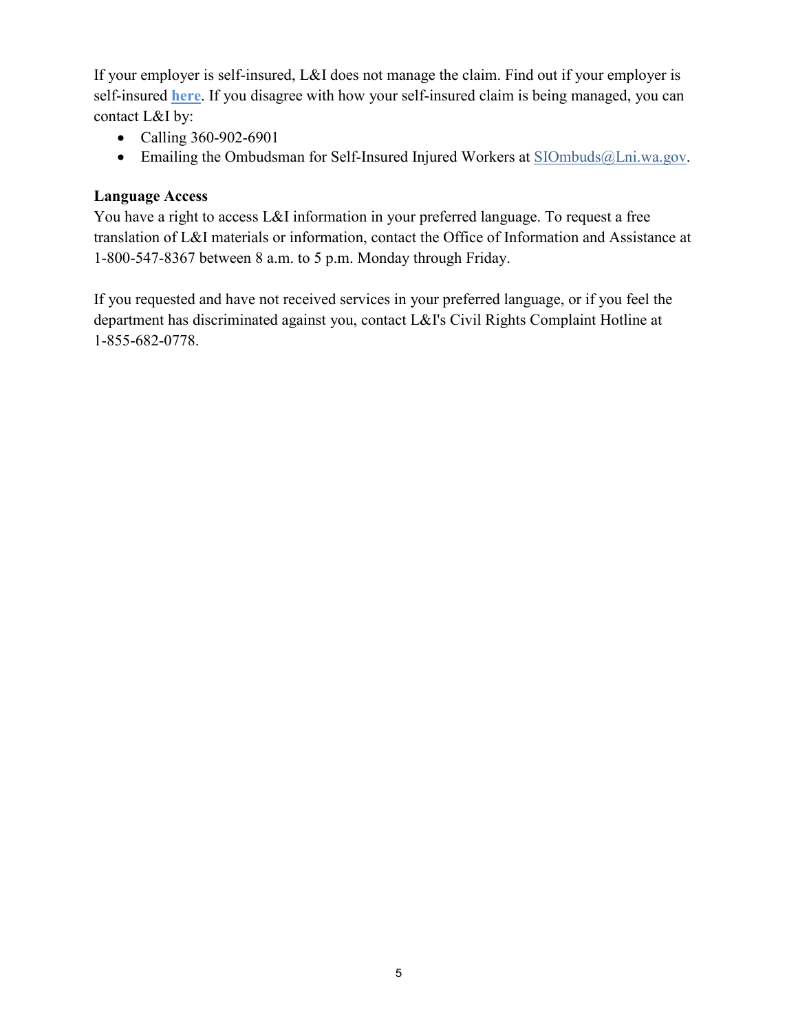If your employer is self-insured, L&I does not manage the claim. Find out if your employer is self-insured **here**. If you disagree with how your self-insured claim is being managed, you can contact L&I by:

- Calling 360-902-6901
- Emailing the Ombudsman for Self-Insured Injured Workers at SIOmbuds@Lni.wa.gov.

**Language Access**

You have a right to access L&I information in your preferred language. To request a free translation of L&I materials or information, contact the Office of Information and Assistance at 1-800-547-8367 between 8 a.m. to 5 p.m. Monday through Friday.

If you requested and have not received services in your preferred language, or if you feel the department has discriminated against you, contact L&I's Civil Rights Complaint Hotline at 1-855-682-0778.